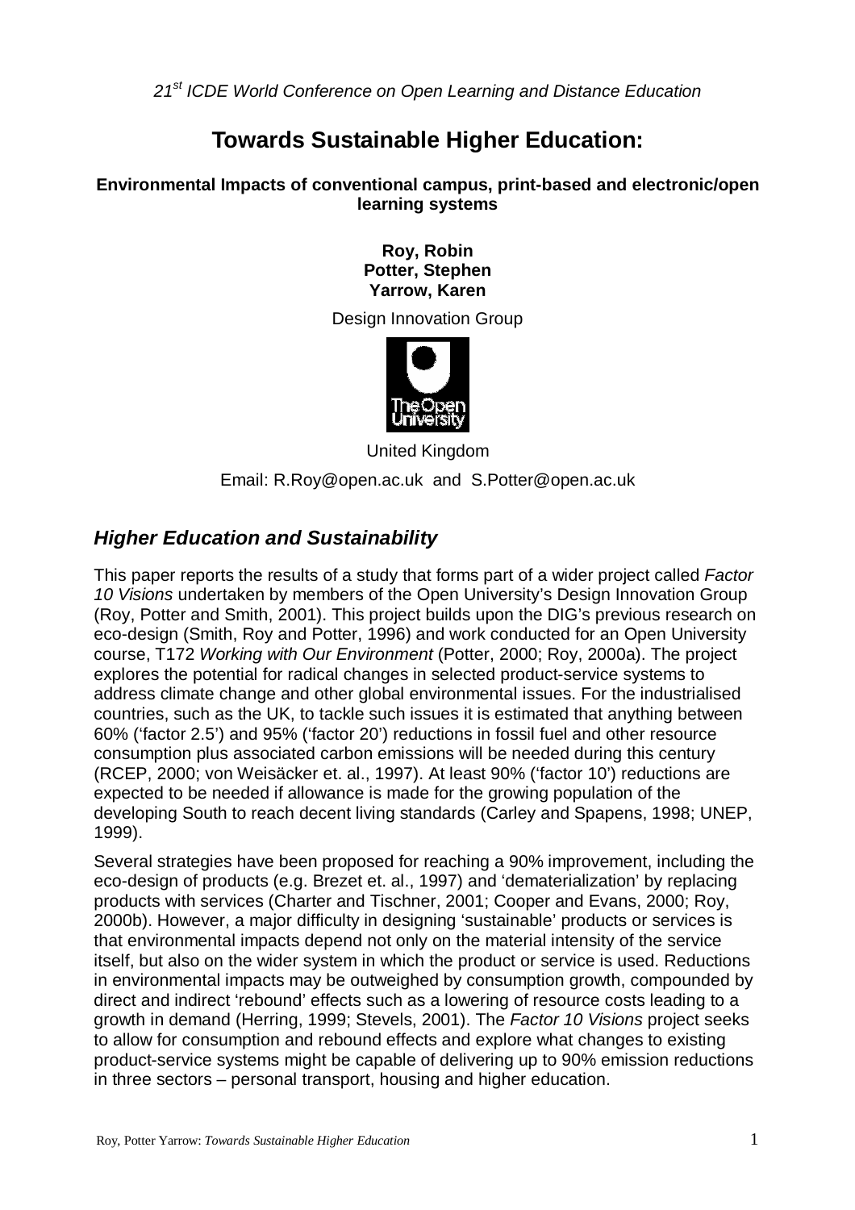*21st ICDE World Conference on Open Learning and Distance Education*

# Towards Sustainable Higher Education:

**Environmental Impacts of conventional campus, print-based and electronic/open learning systems**

**Roy, Robin**
**Potter, Stephen**
**Yarrow, Karen**

Design Innovation Group

United Kingdom

Email: R.Roy@open.ac.uk and S.Potter@open.ac.uk

## *Higher Education and Sustainability*

This paper reports the results of a study that forms part of a wider project called *Factor 10 Visions* undertaken by members of the Open University's Design Innovation Group (Roy, Potter and Smith, 2001). This project builds upon the DIG's previous research on eco-design (Smith, Roy and Potter, 1996) and work conducted for an Open University course, T172 *Working with Our Environment* (Potter, 2000; Roy, 2000a). The project explores the potential for radical changes in selected product-service systems to address climate change and other global environmental issues. For the industrialised countries, such as the UK, to tackle such issues it is estimated that anything between 60% ('factor 2.5') and 95% ('factor 20') reductions in fossil fuel and other resource consumption plus associated carbon emissions will be needed during this century (RCEP, 2000; von Weisäcker et. al., 1997). At least 90% ('factor 10') reductions are expected to be needed if allowance is made for the growing population of the developing South to reach decent living standards (Carley and Spapens, 1998; UNEP, 1999).

Several strategies have been proposed for reaching a 90% improvement, including the eco-design of products (e.g. Brezet et. al., 1997) and 'dematerialization' by replacing products with services (Charter and Tischner, 2001; Cooper and Evans, 2000; Roy, 2000b). However, a major difficulty in designing 'sustainable' products or services is that environmental impacts depend not only on the material intensity of the service itself, but also on the wider system in which the product or service is used. Reductions in environmental impacts may be outweighed by consumption growth, compounded by direct and indirect 'rebound' effects such as a lowering of resource costs leading to a growth in demand (Herring, 1999; Stevels, 2001). The *Factor 10 Visions* project seeks to allow for consumption and rebound effects and explore what changes to existing product-service systems might be capable of delivering up to 90% emission reductions in three sectors – personal transport, housing and higher education.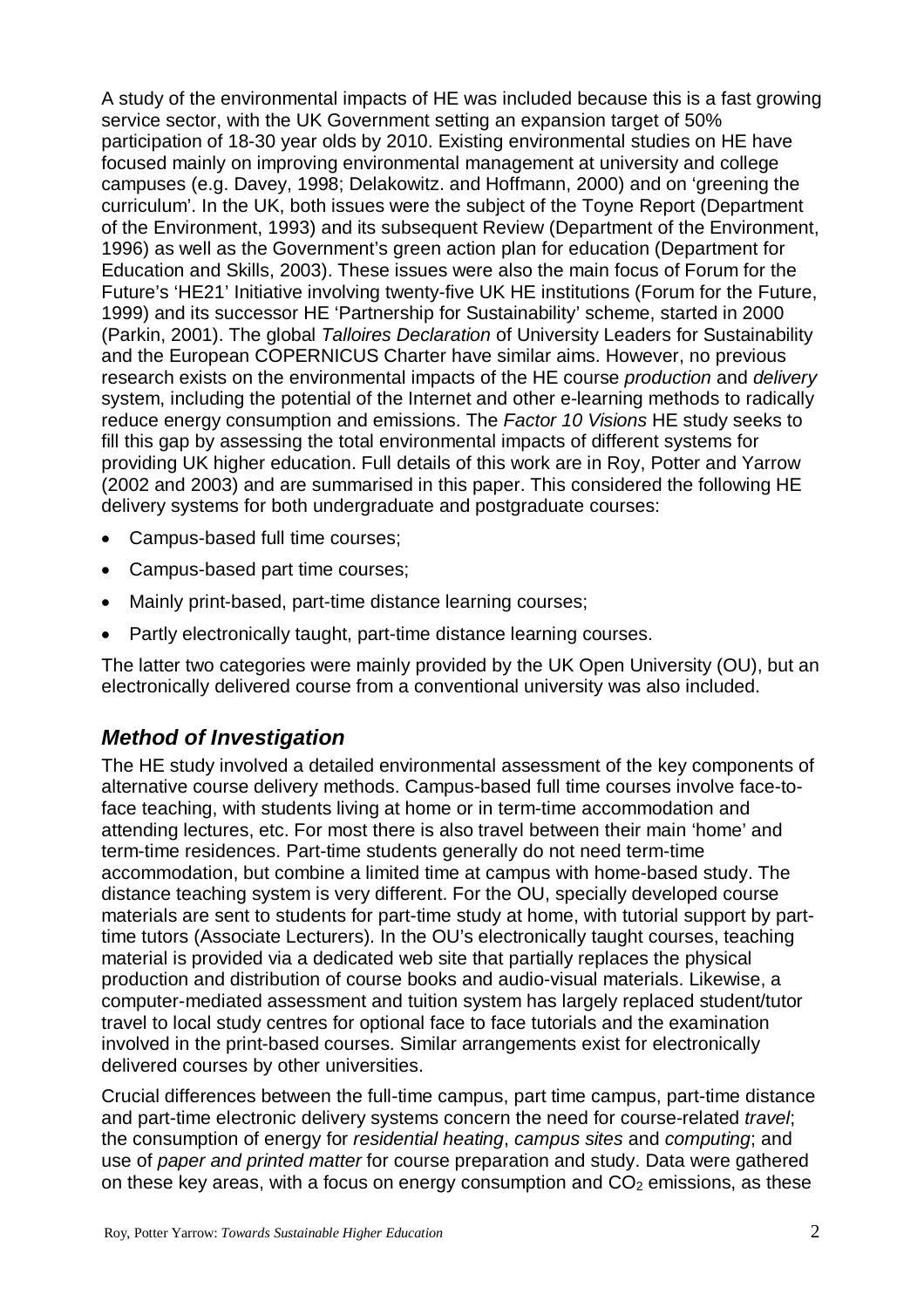A study of the environmental impacts of HE was included because this is a fast growing service sector, with the UK Government setting an expansion target of 50% participation of 18-30 year olds by 2010. Existing environmental studies on HE have focused mainly on improving environmental management at university and college campuses (e.g. Davey, 1998; Delakowitz. and Hoffmann, 2000) and on 'greening the curriculum'. In the UK, both issues were the subject of the Toyne Report (Department of the Environment, 1993) and its subsequent Review (Department of the Environment, 1996) as well as the Government's green action plan for education (Department for Education and Skills, 2003). These issues were also the main focus of Forum for the Future's 'HE21' Initiative involving twenty-five UK HE institutions (Forum for the Future, 1999) and its successor HE 'Partnership for Sustainability' scheme, started in 2000 (Parkin, 2001). The global *Talloires Declaration* of University Leaders for Sustainability and the European COPERNICUS Charter have similar aims. However, no previous research exists on the environmental impacts of the HE course *production* and *delivery* system, including the potential of the Internet and other e-learning methods to radically reduce energy consumption and emissions. The *Factor 10 Visions* HE study seeks to fill this gap by assessing the total environmental impacts of different systems for providing UK higher education. Full details of this work are in Roy, Potter and Yarrow (2002 and 2003) and are summarised in this paper. This considered the following HE delivery systems for both undergraduate and postgraduate courses:

- Campus-based full time courses;
- Campus-based part time courses;
- Mainly print-based, part-time distance learning courses;
- Partly electronically taught, part-time distance learning courses.

The latter two categories were mainly provided by the UK Open University (OU), but an electronically delivered course from a conventional university was also included.

## *Method of Investigation*

The HE study involved a detailed environmental assessment of the key components of alternative course delivery methods. Campus-based full time courses involve face-to-face teaching, with students living at home or in term-time accommodation and attending lectures, etc. For most there is also travel between their main 'home' and term-time residences. Part-time students generally do not need term-time accommodation, but combine a limited time at campus with home-based study. The distance teaching system is very different. For the OU, specially developed course materials are sent to students for part-time study at home, with tutorial support by part-time tutors (Associate Lecturers). In the OU's electronically taught courses, teaching material is provided via a dedicated web site that partially replaces the physical production and distribution of course books and audio-visual materials. Likewise, a computer-mediated assessment and tuition system has largely replaced student/tutor travel to local study centres for optional face to face tutorials and the examination involved in the print-based courses. Similar arrangements exist for electronically delivered courses by other universities.

Crucial differences between the full-time campus, part time campus, part-time distance and part-time electronic delivery systems concern the need for course-related *travel*; the consumption of energy for *residential heating*, *campus sites* and *computing*; and use of *paper and printed matter* for course preparation and study. Data were gathered on these key areas, with a focus on energy consumption and $CO_2$ emissions, as these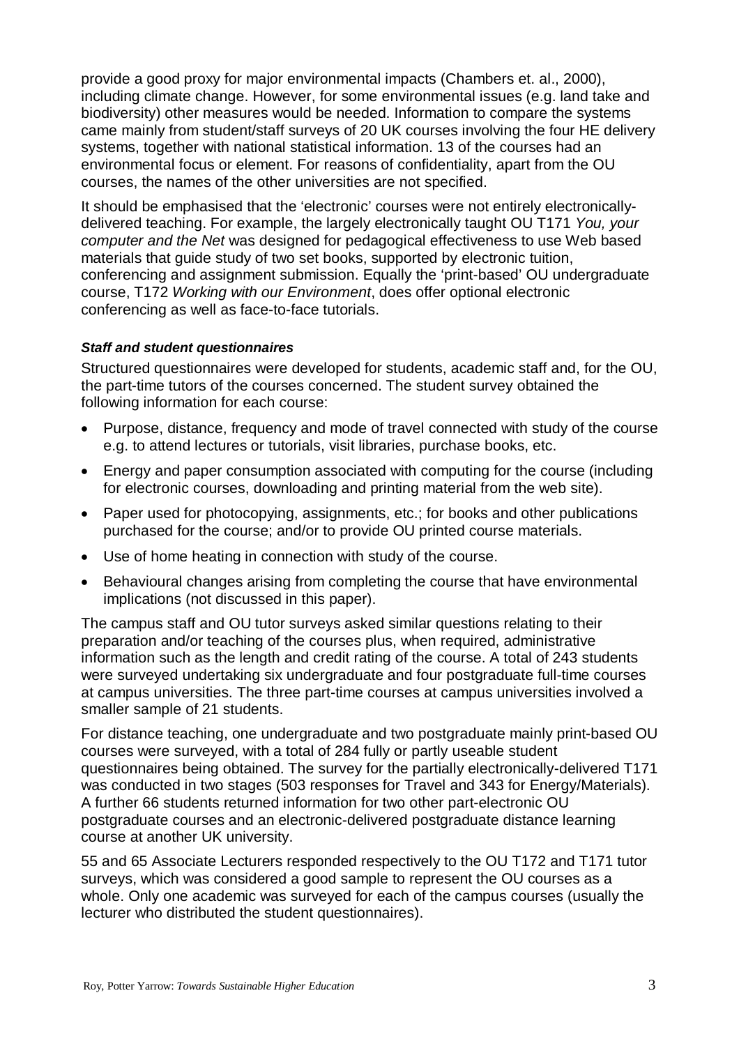provide a good proxy for major environmental impacts (Chambers et. al., 2000), including climate change. However, for some environmental issues (e.g. land take and biodiversity) other measures would be needed. Information to compare the systems came mainly from student/staff surveys of 20 UK courses involving the four HE delivery systems, together with national statistical information. 13 of the courses had an environmental focus or element. For reasons of confidentiality, apart from the OU courses, the names of the other universities are not specified.

It should be emphasised that the 'electronic' courses were not entirely electronically-delivered teaching. For example, the largely electronically taught OU T171 *You, your computer and the Net* was designed for pedagogical effectiveness to use Web based materials that guide study of two set books, supported by electronic tuition, conferencing and assignment submission. Equally the 'print-based' OU undergraduate course, T172 *Working with our Environment*, does offer optional electronic conferencing as well as face-to-face tutorials.

#### ***Staff and student questionnaires***

Structured questionnaires were developed for students, academic staff and, for the OU, the part-time tutors of the courses concerned. The student survey obtained the following information for each course:

- Purpose, distance, frequency and mode of travel connected with study of the course e.g. to attend lectures or tutorials, visit libraries, purchase books, etc.
- Energy and paper consumption associated with computing for the course (including for electronic courses, downloading and printing material from the web site).
- Paper used for photocopying, assignments, etc.; for books and other publications purchased for the course; and/or to provide OU printed course materials.
- Use of home heating in connection with study of the course.
- Behavioural changes arising from completing the course that have environmental implications (not discussed in this paper).

The campus staff and OU tutor surveys asked similar questions relating to their preparation and/or teaching of the courses plus, when required, administrative information such as the length and credit rating of the course. A total of 243 students were surveyed undertaking six undergraduate and four postgraduate full-time courses at campus universities. The three part-time courses at campus universities involved a smaller sample of 21 students.

For distance teaching, one undergraduate and two postgraduate mainly print-based OU courses were surveyed, with a total of 284 fully or partly useable student questionnaires being obtained. The survey for the partially electronically-delivered T171 was conducted in two stages (503 responses for Travel and 343 for Energy/Materials). A further 66 students returned information for two other part-electronic OU postgraduate courses and an electronic-delivered postgraduate distance learning course at another UK university.

55 and 65 Associate Lecturers responded respectively to the OU T172 and T171 tutor surveys, which was considered a good sample to represent the OU courses as a whole. Only one academic was surveyed for each of the campus courses (usually the lecturer who distributed the student questionnaires).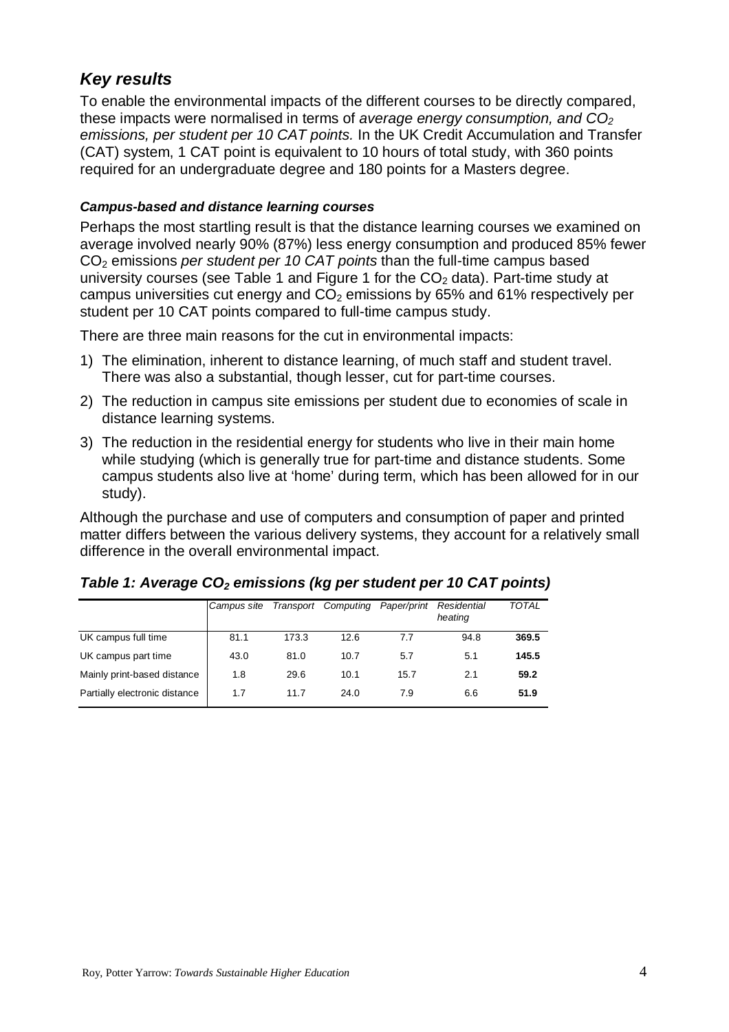## *Key results*

To enable the environmental impacts of the different courses to be directly compared, these impacts were normalised in terms of *average energy consumption, and $CO_2$ emissions, per student per 10 CAT points.* In the UK Credit Accumulation and Transfer (CAT) system, 1 CAT point is equivalent to 10 hours of total study, with 360 points required for an undergraduate degree and 180 points for a Masters degree.

#### *Campus-based and distance learning courses*

Perhaps the most startling result is that the distance learning courses we examined on average involved nearly 90% (87%) less energy consumption and produced 85% fewer $CO_2$ emissions *per student per 10 CAT points* than the full-time campus based university courses (see Table 1 and Figure 1 for the $CO_2$ data). Part-time study at campus universities cut energy and $CO_2$ emissions by 65% and 61% respectively per student per 10 CAT points compared to full-time campus study.

There are three main reasons for the cut in environmental impacts:

1) The elimination, inherent to distance learning, of much staff and student travel. There was also a substantial, though lesser, cut for part-time courses.
2) The reduction in campus site emissions per student due to economies of scale in distance learning systems.
3) The reduction in the residential energy for students who live in their main home while studying (which is generally true for part-time and distance students. Some campus students also live at 'home' during term, which has been allowed for in our study).

Although the purchase and use of computers and consumption of paper and printed matter differs between the various delivery systems, they account for a relatively small difference in the overall environmental impact.

***Table 1: Average $CO_2$ emissions (kg per student per 10 CAT points)***

| | *Campus site* | *Transport* | *Computing* | *Paper/print* | *Residential heating* | *TOTAL* |
|---|---|---|---|---|---|---|
| UK campus full time | 81.1 | 173.3 | 12.6 | 7.7 | 94.8 | **369.5** |
| UK campus part time | 43.0 | 81.0 | 10.7 | 5.7 | 5.1 | **145.5** |
| Mainly print-based distance | 1.8 | 29.6 | 10.1 | 15.7 | 2.1 | **59.2** |
| Partially electronic distance | 1.7 | 11.7 | 24.0 | 7.9 | 6.6 | **51.9** |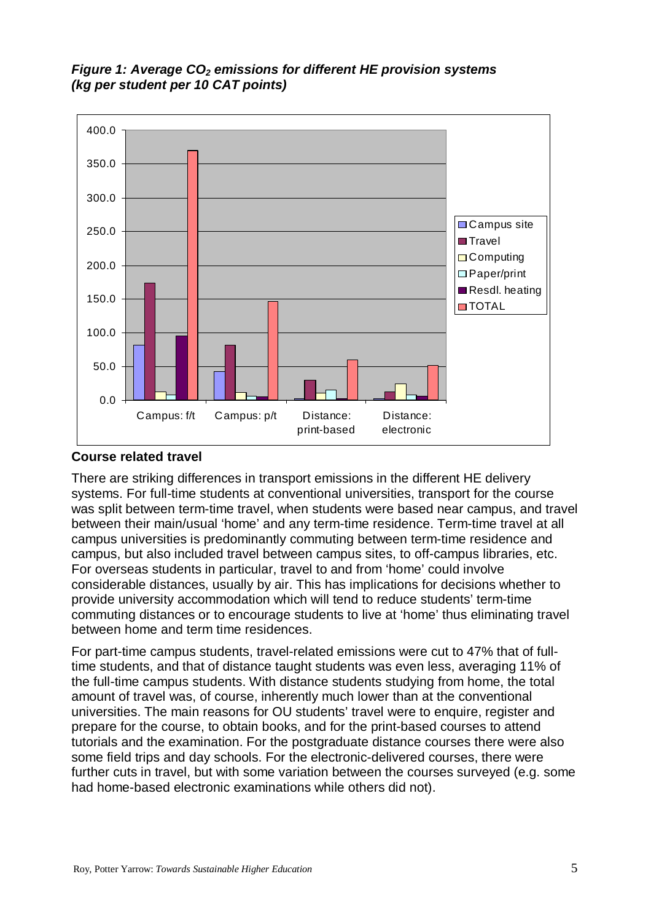***Figure 1: Average $CO_2$ emissions for different HE provision systems (kg per student per 10 CAT points)***

### Course related travel

There are striking differences in transport emissions in the different HE delivery systems. For full-time students at conventional universities, transport for the course was split between term-time travel, when students were based near campus, and travel between their main/usual 'home' and any term-time residence. Term-time travel at all campus universities is predominantly commuting between term-time residence and campus, but also included travel between campus sites, to off-campus libraries, etc. For overseas students in particular, travel to and from 'home' could involve considerable distances, usually by air. This has implications for decisions whether to provide university accommodation which will tend to reduce students' term-time commuting distances or to encourage students to live at 'home' thus eliminating travel between home and term time residences.

For part-time campus students, travel-related emissions were cut to 47% that of full-time students, and that of distance taught students was even less, averaging 11% of the full-time campus students. With distance students studying from home, the total amount of travel was, of course, inherently much lower than at the conventional universities. The main reasons for OU students' travel were to enquire, register and prepare for the course, to obtain books, and for the print-based courses to attend tutorials and the examination. For the postgraduate distance courses there were also some field trips and day schools. For the electronic-delivered courses, there were further cuts in travel, but with some variation between the courses surveyed (e.g. some had home-based electronic examinations while others did not).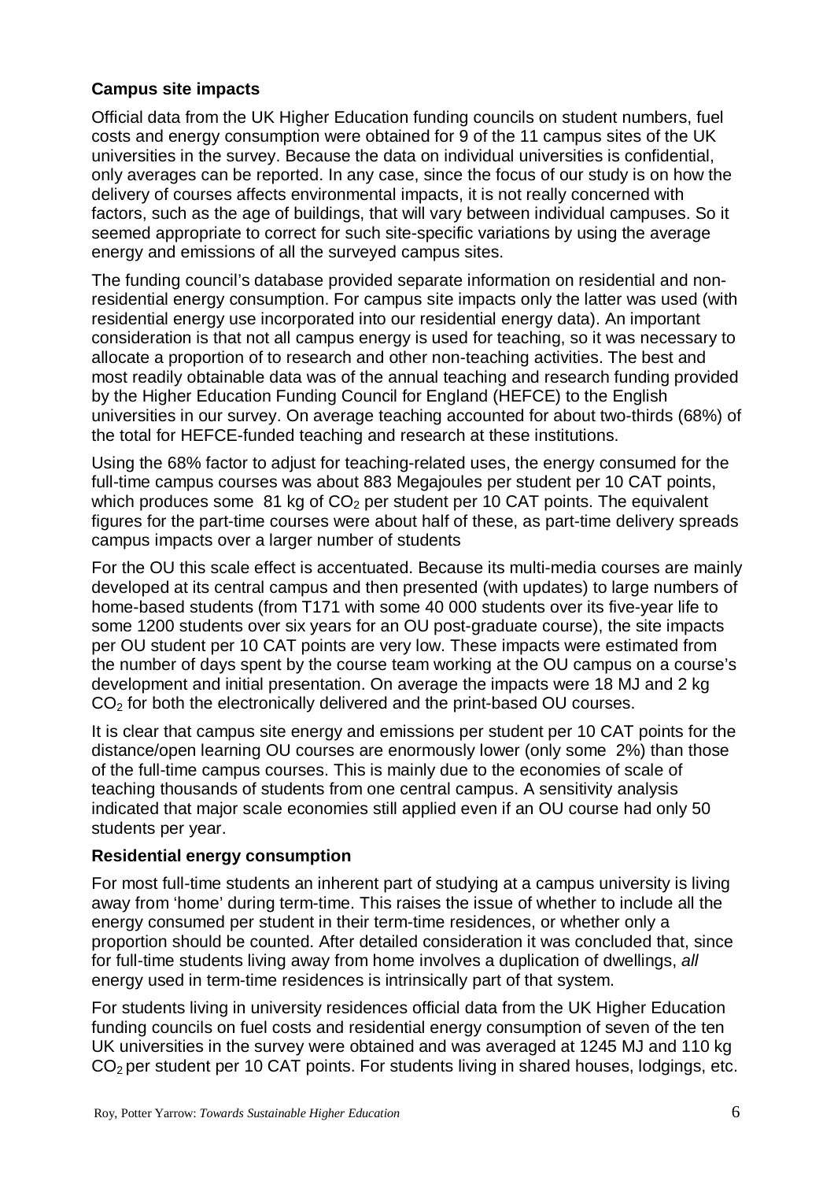**Campus site impacts**

Official data from the UK Higher Education funding councils on student numbers, fuel costs and energy consumption were obtained for 9 of the 11 campus sites of the UK universities in the survey. Because the data on individual universities is confidential, only averages can be reported. In any case, since the focus of our study is on how the delivery of courses affects environmental impacts, it is not really concerned with factors, such as the age of buildings, that will vary between individual campuses. So it seemed appropriate to correct for such site-specific variations by using the average energy and emissions of all the surveyed campus sites.

The funding council's database provided separate information on residential and non-residential energy consumption. For campus site impacts only the latter was used (with residential energy use incorporated into our residential energy data). An important consideration is that not all campus energy is used for teaching, so it was necessary to allocate a proportion of to research and other non-teaching activities. The best and most readily obtainable data was of the annual teaching and research funding provided by the Higher Education Funding Council for England (HEFCE) to the English universities in our survey. On average teaching accounted for about two-thirds (68%) of the total for HEFCE-funded teaching and research at these institutions.

Using the 68% factor to adjust for teaching-related uses, the energy consumed for the full-time campus courses was about 883 Megajoules per student per 10 CAT points, which produces some 81 kg of $CO_2$ per student per 10 CAT points. The equivalent figures for the part-time courses were about half of these, as part-time delivery spreads campus impacts over a larger number of students

For the OU this scale effect is accentuated. Because its multi-media courses are mainly developed at its central campus and then presented (with updates) to large numbers of home-based students (from T171 with some 40 000 students over its five-year life to some 1200 students over six years for an OU post-graduate course), the site impacts per OU student per 10 CAT points are very low. These impacts were estimated from the number of days spent by the course team working at the OU campus on a course's development and initial presentation. On average the impacts were 18 MJ and 2 kg $CO_2$ for both the electronically delivered and the print-based OU courses.

It is clear that campus site energy and emissions per student per 10 CAT points for the distance/open learning OU courses are enormously lower (only some 2%) than those of the full-time campus courses. This is mainly due to the economies of scale of teaching thousands of students from one central campus. A sensitivity analysis indicated that major scale economies still applied even if an OU course had only 50 students per year.

**Residential energy consumption**

For most full-time students an inherent part of studying at a campus university is living away from 'home' during term-time. This raises the issue of whether to include all the energy consumed per student in their term-time residences, or whether only a proportion should be counted. After detailed consideration it was concluded that, since for full-time students living away from home involves a duplication of dwellings, *all* energy used in term-time residences is intrinsically part of that system.

For students living in university residences official data from the UK Higher Education funding councils on fuel costs and residential energy consumption of seven of the ten UK universities in the survey were obtained and was averaged at 1245 MJ and 110 kg $CO_2$ per student per 10 CAT points. For students living in shared houses, lodgings, etc.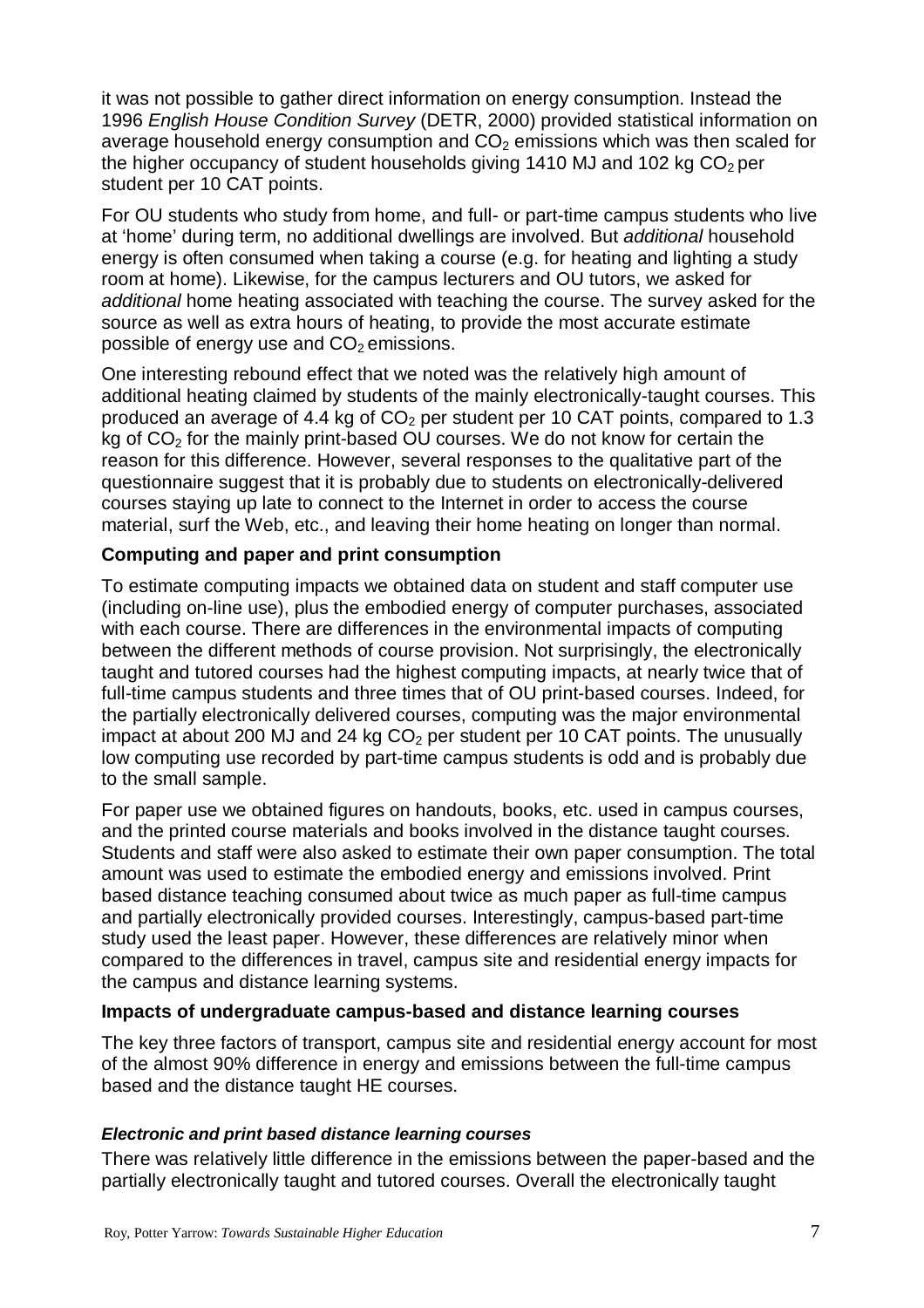it was not possible to gather direct information on energy consumption. Instead the 1996 *English House Condition Survey* (DETR, 2000) provided statistical information on average household energy consumption and $CO_2$ emissions which was then scaled for the higher occupancy of student households giving 1410 MJ and 102 kg $CO_2$ per student per 10 CAT points.

For OU students who study from home, and full- or part-time campus students who live at 'home' during term, no additional dwellings are involved. But *additional* household energy is often consumed when taking a course (e.g. for heating and lighting a study room at home). Likewise, for the campus lecturers and OU tutors, we asked for *additional* home heating associated with teaching the course. The survey asked for the source as well as extra hours of heating, to provide the most accurate estimate possible of energy use and $CO_2$ emissions.

One interesting rebound effect that we noted was the relatively high amount of additional heating claimed by students of the mainly electronically-taught courses. This produced an average of 4.4 kg of $CO_2$ per student per 10 CAT points, compared to 1.3 kg of $CO_2$ for the mainly print-based OU courses. We do not know for certain the reason for this difference. However, several responses to the qualitative part of the questionnaire suggest that it is probably due to students on electronically-delivered courses staying up late to connect to the Internet in order to access the course material, surf the Web, etc., and leaving their home heating on longer than normal.

**Computing and paper and print consumption**

To estimate computing impacts we obtained data on student and staff computer use (including on-line use), plus the embodied energy of computer purchases, associated with each course. There are differences in the environmental impacts of computing between the different methods of course provision. Not surprisingly, the electronically taught and tutored courses had the highest computing impacts, at nearly twice that of full-time campus students and three times that of OU print-based courses. Indeed, for the partially electronically delivered courses, computing was the major environmental impact at about 200 MJ and 24 kg $CO_2$ per student per 10 CAT points. The unusually low computing use recorded by part-time campus students is odd and is probably due to the small sample.

For paper use we obtained figures on handouts, books, etc. used in campus courses, and the printed course materials and books involved in the distance taught courses. Students and staff were also asked to estimate their own paper consumption. The total amount was used to estimate the embodied energy and emissions involved. Print based distance teaching consumed about twice as much paper as full-time campus and partially electronically provided courses. Interestingly, campus-based part-time study used the least paper. However, these differences are relatively minor when compared to the differences in travel, campus site and residential energy impacts for the campus and distance learning systems.

**Impacts of undergraduate campus-based and distance learning courses**

The key three factors of transport, campus site and residential energy account for most of the almost 90% difference in energy and emissions between the full-time campus based and the distance taught HE courses.

***Electronic and print based distance learning courses***

There was relatively little difference in the emissions between the paper-based and the partially electronically taught and tutored courses. Overall the electronically taught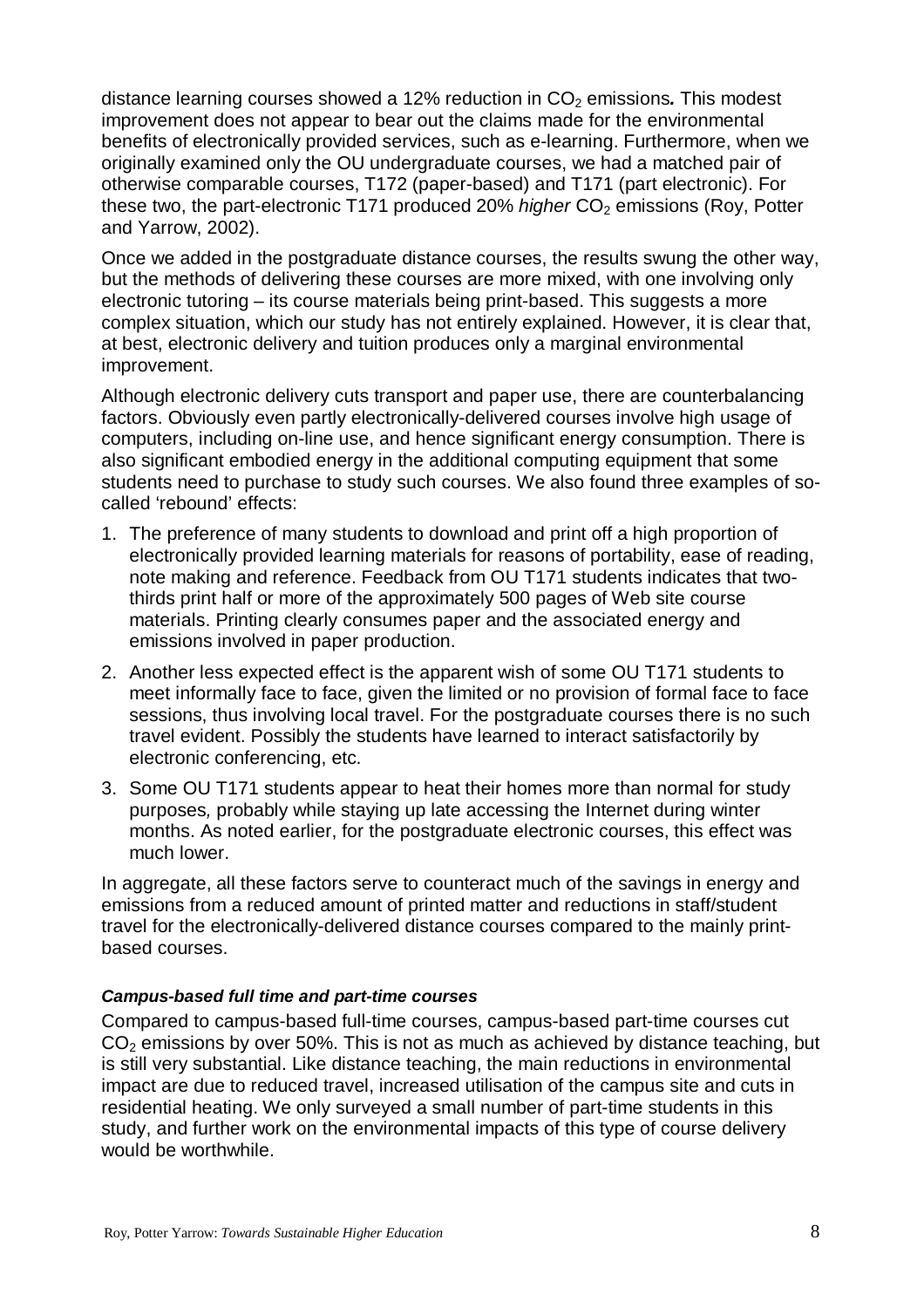distance learning courses showed a 12% reduction in $CO_2$ emissions**.** This modest improvement does not appear to bear out the claims made for the environmental benefits of electronically provided services, such as e-learning. Furthermore, when we originally examined only the OU undergraduate courses, we had a matched pair of otherwise comparable courses, T172 (paper-based) and T171 (part electronic). For these two, the part-electronic T171 produced 20% *higher* $CO_2$ emissions (Roy, Potter and Yarrow, 2002).

Once we added in the postgraduate distance courses, the results swung the other way, but the methods of delivering these courses are more mixed, with one involving only electronic tutoring – its course materials being print-based. This suggests a more complex situation, which our study has not entirely explained. However, it is clear that, at best, electronic delivery and tuition produces only a marginal environmental improvement.

Although electronic delivery cuts transport and paper use, there are counterbalancing factors. Obviously even partly electronically-delivered courses involve high usage of computers, including on-line use, and hence significant energy consumption. There is also significant embodied energy in the additional computing equipment that some students need to purchase to study such courses. We also found three examples of so-called 'rebound' effects:

1. The preference of many students to download and print off a high proportion of electronically provided learning materials for reasons of portability, ease of reading, note making and reference. Feedback from OU T171 students indicates that two-thirds print half or more of the approximately 500 pages of Web site course materials. Printing clearly consumes paper and the associated energy and emissions involved in paper production.
2. Another less expected effect is the apparent wish of some OU T171 students to meet informally face to face, given the limited or no provision of formal face to face sessions, thus involving local travel. For the postgraduate courses there is no such travel evident. Possibly the students have learned to interact satisfactorily by electronic conferencing, etc.
3. Some OU T171 students appear to heat their homes more than normal for study purposes*,* probably while staying up late accessing the Internet during winter months. As noted earlier, for the postgraduate electronic courses, this effect was much lower.

In aggregate, all these factors serve to counteract much of the savings in energy and emissions from a reduced amount of printed matter and reductions in staff/student travel for the electronically-delivered distance courses compared to the mainly print-based courses.

#### *Campus-based full time and part-time courses*

Compared to campus-based full-time courses, campus-based part-time courses cut $CO_2$ emissions by over 50%. This is not as much as achieved by distance teaching, but is still very substantial. Like distance teaching, the main reductions in environmental impact are due to reduced travel, increased utilisation of the campus site and cuts in residential heating. We only surveyed a small number of part-time students in this study, and further work on the environmental impacts of this type of course delivery would be worthwhile.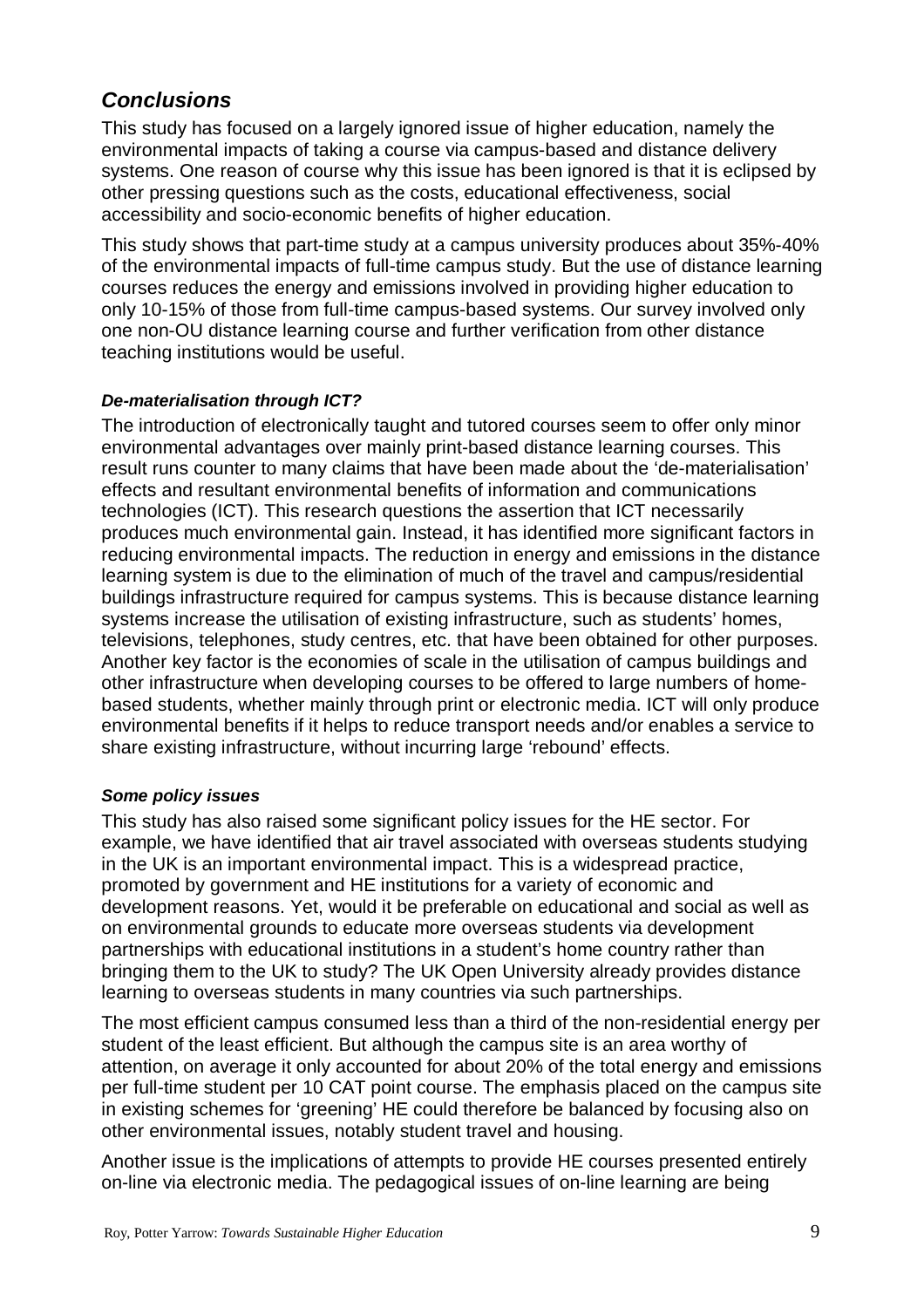## *Conclusions*

This study has focused on a largely ignored issue of higher education, namely the environmental impacts of taking a course via campus-based and distance delivery systems. One reason of course why this issue has been ignored is that it is eclipsed by other pressing questions such as the costs, educational effectiveness, social accessibility and socio-economic benefits of higher education.

This study shows that part-time study at a campus university produces about 35%-40% of the environmental impacts of full-time campus study. But the use of distance learning courses reduces the energy and emissions involved in providing higher education to only 10-15% of those from full-time campus-based systems. Our survey involved only one non-OU distance learning course and further verification from other distance teaching institutions would be useful.

### *De-materialisation through ICT?*

The introduction of electronically taught and tutored courses seem to offer only minor environmental advantages over mainly print-based distance learning courses. This result runs counter to many claims that have been made about the 'de-materialisation' effects and resultant environmental benefits of information and communications technologies (ICT). This research questions the assertion that ICT necessarily produces much environmental gain. Instead, it has identified more significant factors in reducing environmental impacts. The reduction in energy and emissions in the distance learning system is due to the elimination of much of the travel and campus/residential buildings infrastructure required for campus systems. This is because distance learning systems increase the utilisation of existing infrastructure, such as students' homes, televisions, telephones, study centres, etc. that have been obtained for other purposes. Another key factor is the economies of scale in the utilisation of campus buildings and other infrastructure when developing courses to be offered to large numbers of home-based students, whether mainly through print or electronic media. ICT will only produce environmental benefits if it helps to reduce transport needs and/or enables a service to share existing infrastructure, without incurring large 'rebound' effects.

### *Some policy issues*

This study has also raised some significant policy issues for the HE sector. For example, we have identified that air travel associated with overseas students studying in the UK is an important environmental impact. This is a widespread practice, promoted by government and HE institutions for a variety of economic and development reasons. Yet, would it be preferable on educational and social as well as on environmental grounds to educate more overseas students via development partnerships with educational institutions in a student's home country rather than bringing them to the UK to study? The UK Open University already provides distance learning to overseas students in many countries via such partnerships.

The most efficient campus consumed less than a third of the non-residential energy per student of the least efficient. But although the campus site is an area worthy of attention, on average it only accounted for about 20% of the total energy and emissions per full-time student per 10 CAT point course. The emphasis placed on the campus site in existing schemes for 'greening' HE could therefore be balanced by focusing also on other environmental issues, notably student travel and housing.

Another issue is the implications of attempts to provide HE courses presented entirely on-line via electronic media. The pedagogical issues of on-line learning are being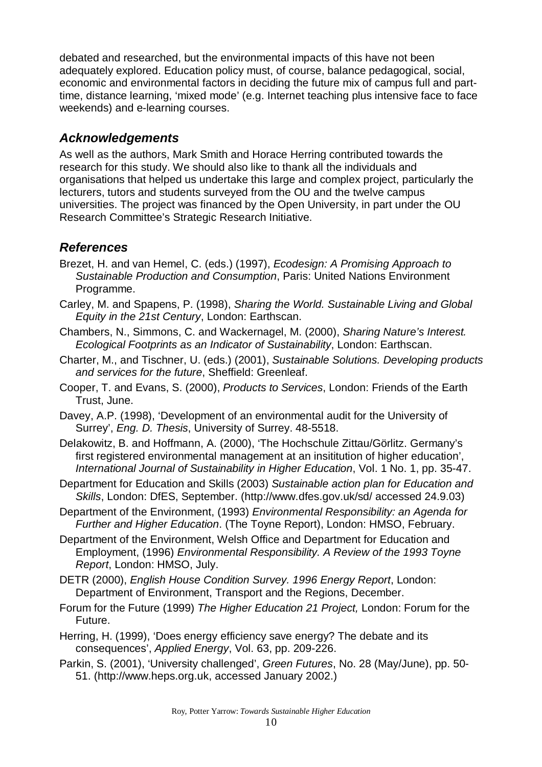debated and researched, but the environmental impacts of this have not been adequately explored. Education policy must, of course, balance pedagogical, social, economic and environmental factors in deciding the future mix of campus full and part-time, distance learning, 'mixed mode' (e.g. Internet teaching plus intensive face to face weekends) and e-learning courses.

## *Acknowledgements*

As well as the authors, Mark Smith and Horace Herring contributed towards the research for this study. We should also like to thank all the individuals and organisations that helped us undertake this large and complex project, particularly the lecturers, tutors and students surveyed from the OU and the twelve campus universities. The project was financed by the Open University, in part under the OU Research Committee's Strategic Research Initiative.

## *References*

Brezet, H. and van Hemel, C. (eds.) (1997), *Ecodesign: A Promising Approach to Sustainable Production and Consumption*, Paris: United Nations Environment Programme.

Carley, M. and Spapens, P. (1998), *Sharing the World. Sustainable Living and Global Equity in the 21st Century*, London: Earthscan.

Chambers, N., Simmons, C. and Wackernagel, M. (2000), *Sharing Nature's Interest. Ecological Footprints as an Indicator of Sustainability*, London: Earthscan.

Charter, M., and Tischner, U. (eds.) (2001), *Sustainable Solutions. Developing products and services for the future*, Sheffield: Greenleaf.

Cooper, T. and Evans, S. (2000), *Products to Services*, London: Friends of the Earth Trust, June.

Davey, A.P. (1998), 'Development of an environmental audit for the University of Surrey', *Eng. D. Thesis*, University of Surrey. 48-5518.

Delakowitz, B. and Hoffmann, A. (2000), 'The Hochschule Zittau/Görlitz. Germany's first registered environmental management at an insitittution of higher education', *International Journal of Sustainability in Higher Education*, Vol. 1 No. 1, pp. 35-47.

Department for Education and Skills (2003) *Sustainable action plan for Education and Skills*, London: DfES, September. (http://www.dfes.gov.uk/sd/ accessed 24.9.03)

Department of the Environment, (1993) *Environmental Responsibility: an Agenda for Further and Higher Education*. (The Toyne Report), London: HMSO, February.

Department of the Environment, Welsh Office and Department for Education and Employment, (1996) *Environmental Responsibility. A Review of the 1993 Toyne Report*, London: HMSO, July.

DETR (2000), *English House Condition Survey. 1996 Energy Report*, London: Department of Environment, Transport and the Regions, December.

Forum for the Future (1999) *The Higher Education 21 Project,* London: Forum for the Future.

Herring, H. (1999), 'Does energy efficiency save energy? The debate and its consequences', *Applied Energy*, Vol. 63, pp. 209-226.

Parkin, S. (2001), 'University challenged', *Green Futures*, No. 28 (May/June), pp. 50-51. (http://www.heps.org.uk, accessed January 2002.)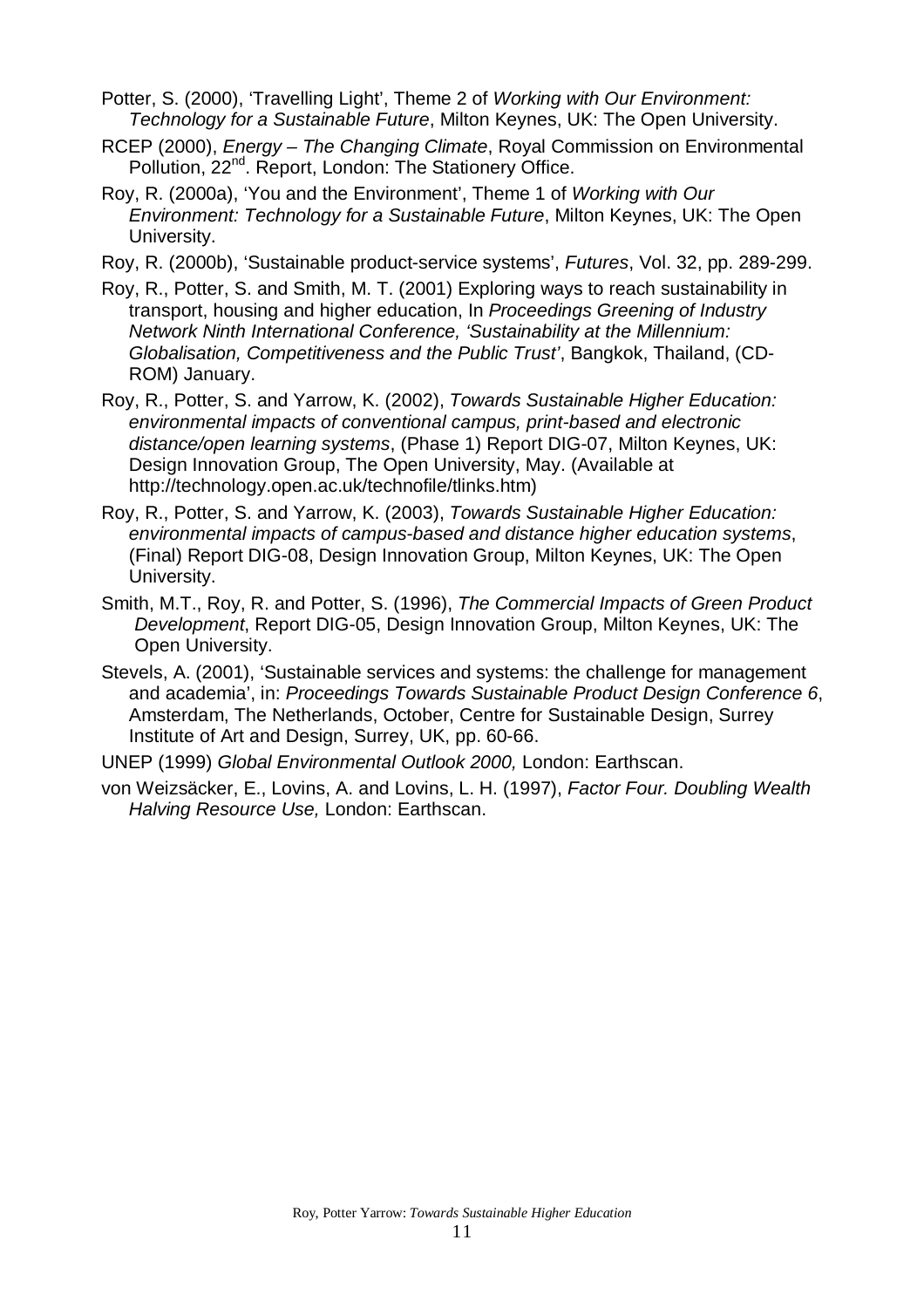Potter, S. (2000), 'Travelling Light', Theme 2 of *Working with Our Environment: Technology for a Sustainable Future*, Milton Keynes, UK: The Open University.

RCEP (2000), *Energy – The Changing Climate*, Royal Commission on Environmental Pollution, 22nd. Report, London: The Stationery Office.

Roy, R. (2000a), 'You and the Environment', Theme 1 of *Working with Our Environment: Technology for a Sustainable Future*, Milton Keynes, UK: The Open University.

Roy, R. (2000b), 'Sustainable product-service systems', *Futures*, Vol. 32, pp. 289-299.

Roy, R., Potter, S. and Smith, M. T. (2001) Exploring ways to reach sustainability in transport, housing and higher education, In *Proceedings Greening of Industry Network Ninth International Conference, 'Sustainability at the Millennium: Globalisation, Competitiveness and the Public Trust'*, Bangkok, Thailand, (CD-ROM) January.

Roy, R., Potter, S. and Yarrow, K. (2002), *Towards Sustainable Higher Education: environmental impacts of conventional campus, print-based and electronic distance/open learning systems*, (Phase 1) Report DIG-07, Milton Keynes, UK: Design Innovation Group, The Open University, May. (Available at http://technology.open.ac.uk/technofile/tlinks.htm)

Roy, R., Potter, S. and Yarrow, K. (2003), *Towards Sustainable Higher Education: environmental impacts of campus-based and distance higher education systems*, (Final) Report DIG-08, Design Innovation Group, Milton Keynes, UK: The Open University.

Smith, M.T., Roy, R. and Potter, S. (1996), *The Commercial Impacts of Green Product Development*, Report DIG-05, Design Innovation Group, Milton Keynes, UK: The Open University.

Stevels, A. (2001), 'Sustainable services and systems: the challenge for management and academia', in: *Proceedings Towards Sustainable Product Design Conference 6*, Amsterdam, The Netherlands, October, Centre for Sustainable Design, Surrey Institute of Art and Design, Surrey, UK, pp. 60-66.

UNEP (1999) *Global Environmental Outlook 2000,* London: Earthscan.

von Weizsäcker, E., Lovins, A. and Lovins, L. H. (1997), *Factor Four. Doubling Wealth Halving Resource Use,* London: Earthscan.